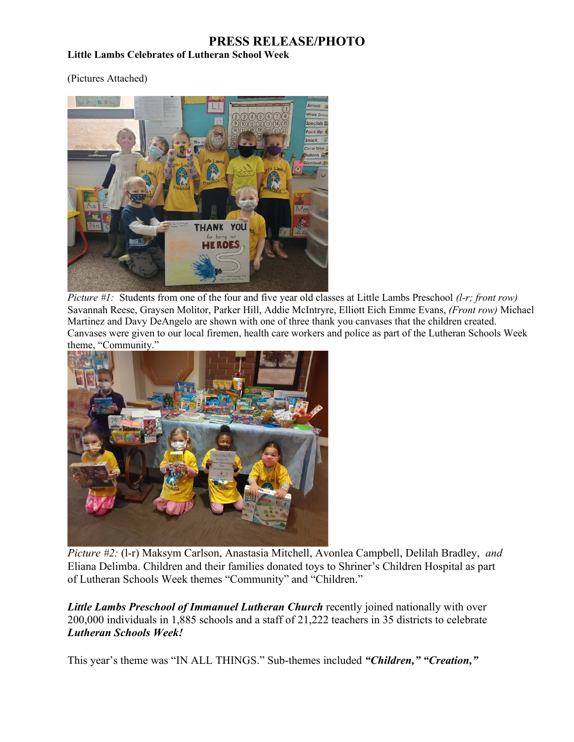# PRESS RELEASE/PHOTO

**Little Lambs Celebrates of Lutheran School Week**

(Pictures Attached)

*Picture #1:* Students from one of the four and five year old classes at Little Lambs Preschool *(l-r; front row)* Savannah Reese, Graysen Molitor, Parker Hill, Addie McIntryre, Elliott Eich Emme Evans, *(Front row)* Michael Martinez and Davy DeAngelo are shown with one of three thank you canvases that the children created. Canvases were given to our local firemen, health care workers and police as part of the Lutheran Schools Week theme, "Community."

*Picture #2:* (l-r) Maksym Carlson, Anastasia Mitchell, Avonlea Campbell, Delilah Bradley, *and* Eliana Delimba. Children and their families donated toys to Shriner's Children Hospital as part of Lutheran Schools Week themes "Community" and "Children."

***Little Lambs Preschool of Immanuel Lutheran Church*** recently joined nationally with over 200,000 individuals in 1,885 schools and a staff of 21,222 teachers in 35 districts to celebrate ***Lutheran Schools Week!***

This year's theme was "IN ALL THINGS." Sub-themes included ***"Children," "Creation,"***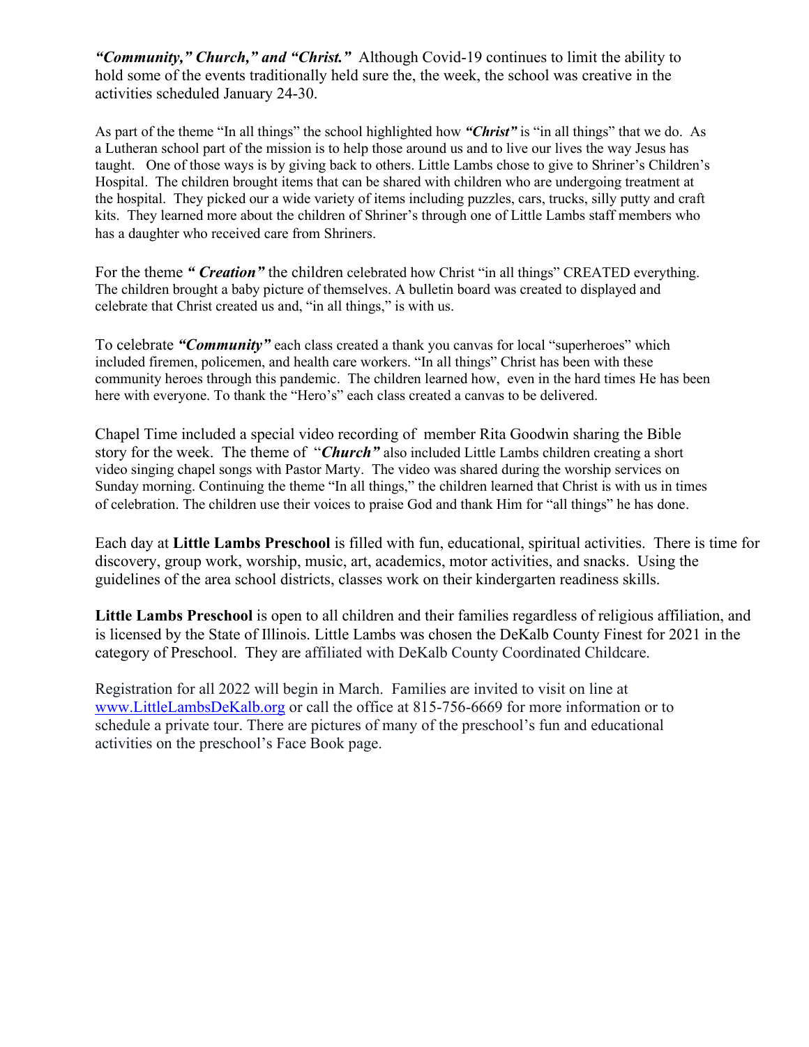***"Community," Church," and "Christ."*** Although Covid-19 continues to limit the ability to hold some of the events traditionally held sure the, the week, the school was creative in the activities scheduled January 24-30.

As part of the theme "In all things" the school highlighted how ***"Christ"*** is "in all things" that we do. As a Lutheran school part of the mission is to help those around us and to live our lives the way Jesus has taught. One of those ways is by giving back to others. Little Lambs chose to give to Shriner's Children's Hospital. The children brought items that can be shared with children who are undergoing treatment at the hospital. They picked our a wide variety of items including puzzles, cars, trucks, silly putty and craft kits. They learned more about the children of Shriner's through one of Little Lambs staff members who has a daughter who received care from Shriners.

For the theme ***" Creation"*** the children celebrated how Christ "in all things" CREATED everything. The children brought a baby picture of themselves. A bulletin board was created to displayed and celebrate that Christ created us and, "in all things," is with us.

To celebrate ***"Community"*** each class created a thank you canvas for local "superheroes" which included firemen, policemen, and health care workers. "In all things" Christ has been with these community heroes through this pandemic. The children learned how, even in the hard times He has been here with everyone. To thank the "Hero's" each class created a canvas to be delivered.

Chapel Time included a special video recording of member Rita Goodwin sharing the Bible story for the week. The theme of "***Church"*** also included Little Lambs children creating a short video singing chapel songs with Pastor Marty. The video was shared during the worship services on Sunday morning. Continuing the theme "In all things," the children learned that Christ is with us in times of celebration. The children use their voices to praise God and thank Him for "all things" he has done.

Each day at **Little Lambs Preschool** is filled with fun, educational, spiritual activities. There is time for discovery, group work, worship, music, art, academics, motor activities, and snacks. Using the guidelines of the area school districts, classes work on their kindergarten readiness skills.

**Little Lambs Preschool** is open to all children and their families regardless of religious affiliation, and is licensed by the State of Illinois. Little Lambs was chosen the DeKalb County Finest for 2021 in the category of Preschool. They are affiliated with DeKalb County Coordinated Childcare.

Registration for all 2022 will begin in March. Families are invited to visit on line at www.LittleLambsDeKalb.org or call the office at 815-756-6669 for more information or to schedule a private tour. There are pictures of many of the preschool's fun and educational activities on the preschool's Face Book page.